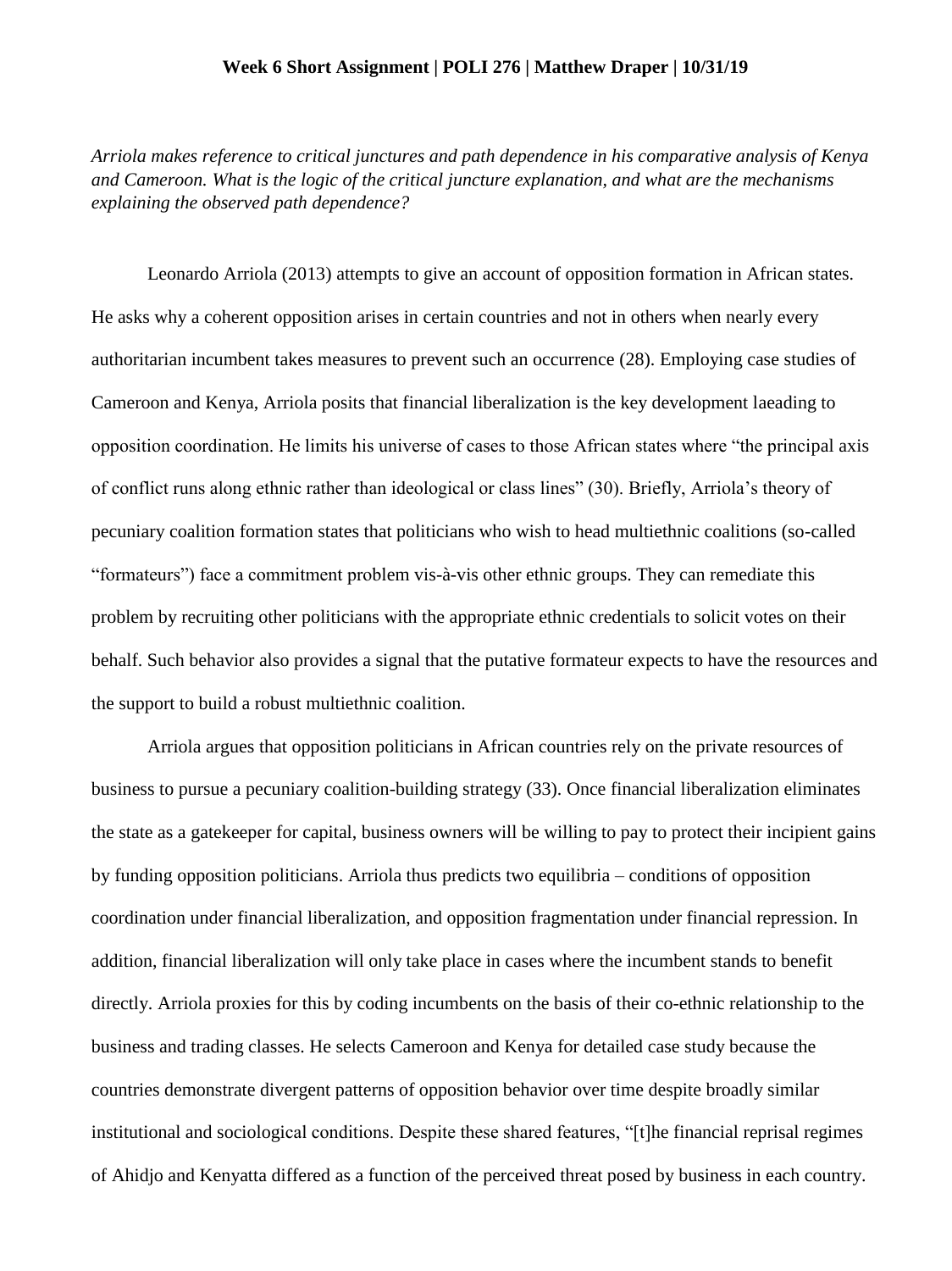**Week 6 Short Assignment | POLI 276 | Matthew Draper | 10/31/19**

*Arriola makes reference to critical junctures and path dependence in his comparative analysis of Kenya and Cameroon. What is the logic of the critical juncture explanation, and what are the mechanisms explaining the observed path dependence?*

Leonardo Arriola (2013) attempts to give an account of opposition formation in African states. He asks why a coherent opposition arises in certain countries and not in others when nearly every authoritarian incumbent takes measures to prevent such an occurrence (28). Employing case studies of Cameroon and Kenya, Arriola posits that financial liberalization is the key development laeading to opposition coordination. He limits his universe of cases to those African states where "the principal axis of conflict runs along ethnic rather than ideological or class lines" (30). Briefly, Arriola's theory of pecuniary coalition formation states that politicians who wish to head multiethnic coalitions (so-called "formateurs") face a commitment problem vis-à-vis other ethnic groups. They can remediate this problem by recruiting other politicians with the appropriate ethnic credentials to solicit votes on their behalf. Such behavior also provides a signal that the putative formateur expects to have the resources and the support to build a robust multiethnic coalition.

Arriola argues that opposition politicians in African countries rely on the private resources of business to pursue a pecuniary coalition-building strategy (33). Once financial liberalization eliminates the state as a gatekeeper for capital, business owners will be willing to pay to protect their incipient gains by funding opposition politicians. Arriola thus predicts two equilibria – conditions of opposition coordination under financial liberalization, and opposition fragmentation under financial repression. In addition, financial liberalization will only take place in cases where the incumbent stands to benefit directly. Arriola proxies for this by coding incumbents on the basis of their co-ethnic relationship to the business and trading classes. He selects Cameroon and Kenya for detailed case study because the countries demonstrate divergent patterns of opposition behavior over time despite broadly similar institutional and sociological conditions. Despite these shared features, "[t]he financial reprisal regimes of Ahidjo and Kenyatta differed as a function of the perceived threat posed by business in each country.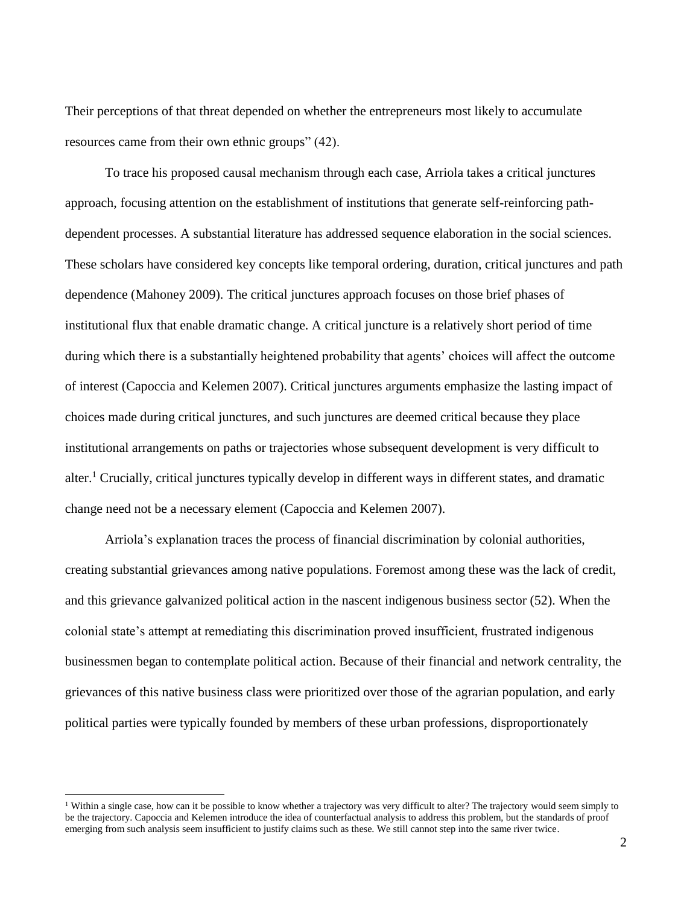Their perceptions of that threat depended on whether the entrepreneurs most likely to accumulate resources came from their own ethnic groups" (42).

To trace his proposed causal mechanism through each case, Arriola takes a critical junctures approach, focusing attention on the establishment of institutions that generate self-reinforcing path-dependent processes. A substantial literature has addressed sequence elaboration in the social sciences. These scholars have considered key concepts like temporal ordering, duration, critical junctures and path dependence (Mahoney 2009). The critical junctures approach focuses on those brief phases of institutional flux that enable dramatic change. A critical juncture is a relatively short period of time during which there is a substantially heightened probability that agents' choices will affect the outcome of interest (Capoccia and Kelemen 2007). Critical junctures arguments emphasize the lasting impact of choices made during critical junctures, and such junctures are deemed critical because they place institutional arrangements on paths or trajectories whose subsequent development is very difficult to alter.[1] Crucially, critical junctures typically develop in different ways in different states, and dramatic change need not be a necessary element (Capoccia and Kelemen 2007).

Arriola's explanation traces the process of financial discrimination by colonial authorities, creating substantial grievances among native populations. Foremost among these was the lack of credit, and this grievance galvanized political action in the nascent indigenous business sector (52). When the colonial state's attempt at remediating this discrimination proved insufficient, frustrated indigenous businessmen began to contemplate political action. Because of their financial and network centrality, the grievances of this native business class were prioritized over those of the agrarian population, and early political parties were typically founded by members of these urban professions, disproportionately

[1] Within a single case, how can it be possible to know whether a trajectory was very difficult to alter? The trajectory would seem simply to be the trajectory. Capoccia and Kelemen introduce the idea of counterfactual analysis to address this problem, but the standards of proof emerging from such analysis seem insufficient to justify claims such as these. We still cannot step into the same river twice.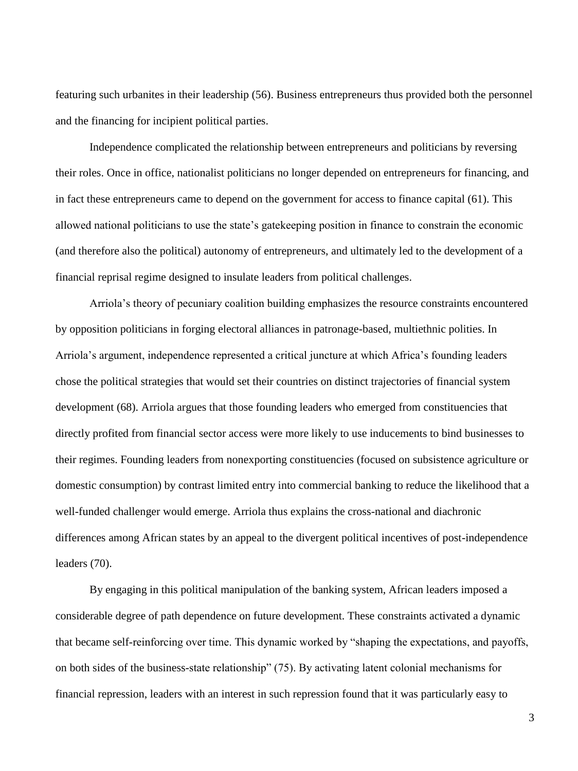featuring such urbanites in their leadership (56). Business entrepreneurs thus provided both the personnel and the financing for incipient political parties.

Independence complicated the relationship between entrepreneurs and politicians by reversing their roles. Once in office, nationalist politicians no longer depended on entrepreneurs for financing, and in fact these entrepreneurs came to depend on the government for access to finance capital (61). This allowed national politicians to use the state's gatekeeping position in finance to constrain the economic (and therefore also the political) autonomy of entrepreneurs, and ultimately led to the development of a financial reprisal regime designed to insulate leaders from political challenges.

Arriola's theory of pecuniary coalition building emphasizes the resource constraints encountered by opposition politicians in forging electoral alliances in patronage-based, multiethnic polities. In Arriola's argument, independence represented a critical juncture at which Africa's founding leaders chose the political strategies that would set their countries on distinct trajectories of financial system development (68). Arriola argues that those founding leaders who emerged from constituencies that directly profited from financial sector access were more likely to use inducements to bind businesses to their regimes. Founding leaders from nonexporting constituencies (focused on subsistence agriculture or domestic consumption) by contrast limited entry into commercial banking to reduce the likelihood that a well-funded challenger would emerge. Arriola thus explains the cross-national and diachronic differences among African states by an appeal to the divergent political incentives of post-independence leaders (70).

By engaging in this political manipulation of the banking system, African leaders imposed a considerable degree of path dependence on future development. These constraints activated a dynamic that became self-reinforcing over time. This dynamic worked by "shaping the expectations, and payoffs, on both sides of the business-state relationship" (75). By activating latent colonial mechanisms for financial repression, leaders with an interest in such repression found that it was particularly easy to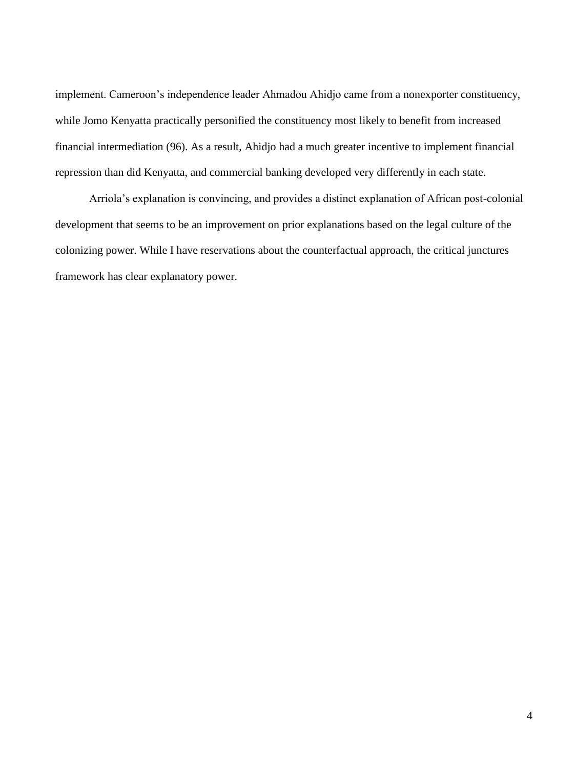implement. Cameroon's independence leader Ahmadou Ahidjo came from a nonexporter constituency, while Jomo Kenyatta practically personified the constituency most likely to benefit from increased financial intermediation (96). As a result, Ahidjo had a much greater incentive to implement financial repression than did Kenyatta, and commercial banking developed very differently in each state.

Arriola's explanation is convincing, and provides a distinct explanation of African post-colonial development that seems to be an improvement on prior explanations based on the legal culture of the colonizing power. While I have reservations about the counterfactual approach, the critical junctures framework has clear explanatory power.